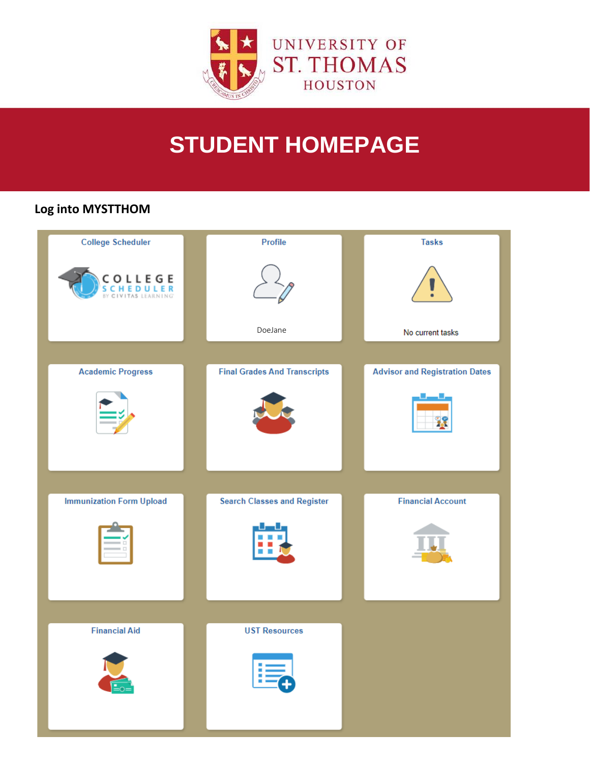UNIVERSITY OF
ST. THOMAS
HOUSTON

# STUDENT HOMEPAGE

**Log into MYSTTHOM**

| College Scheduler | Profile | Tasks |
| --- | --- | --- |
| COLLEGE SCHEDULER BY CIVITAS LEARNING | DoeJane | No current tasks |
| Academic Progress | Final Grades And Transcripts | Advisor and Registration Dates |
| Immunization Form Upload | Search Classes and Register | Financial Account |
| Financial Aid | UST Resources | |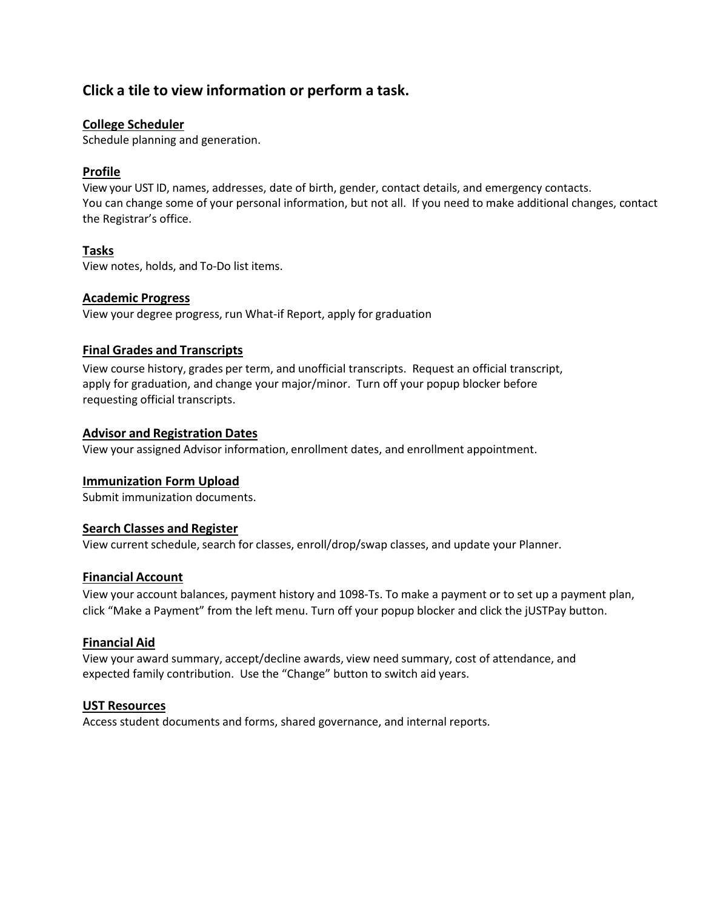## Click a tile to view information or perform a task.

**College Scheduler**
Schedule planning and generation.

**Profile**
View your UST ID, names, addresses, date of birth, gender, contact details, and emergency contacts. You can change some of your personal information, but not all. If you need to make additional changes, contact the Registrar's office.

**Tasks**
View notes, holds, and To-Do list items.

**Academic Progress**
View your degree progress, run What-if Report, apply for graduation

**Final Grades and Transcripts**
View course history, grades per term, and unofficial transcripts. Request an official transcript, apply for graduation, and change your major/minor. Turn off your popup blocker before requesting official transcripts.

**Advisor and Registration Dates**
View your assigned Advisor information, enrollment dates, and enrollment appointment.

**Immunization Form Upload**
Submit immunization documents.

**Search Classes and Register**
View current schedule, search for classes, enroll/drop/swap classes, and update your Planner.

**Financial Account**
View your account balances, payment history and 1098-Ts. To make a payment or to set up a payment plan, click "Make a Payment" from the left menu. Turn off your popup blocker and click the jUSTPay button.

**Financial Aid**
View your award summary, accept/decline awards, view need summary, cost of attendance, and expected family contribution. Use the "Change" button to switch aid years.

**UST Resources**
Access student documents and forms, shared governance, and internal reports.